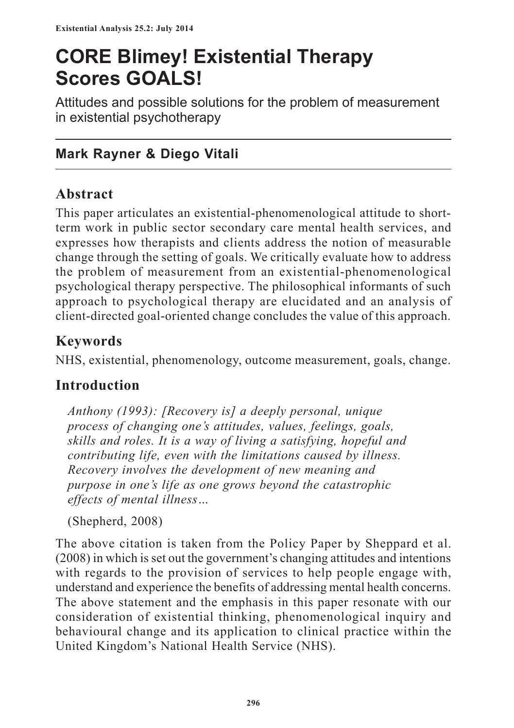# CORE Blimey! Existential Therapy Scores GOALS!

Attitudes and possible solutions for the problem of measurement in existential psychotherapy

## Mark Rayner & Diego Vitali

## Abstract

This paper articulates an existential-phenomenological attitude to short-term work in public sector secondary care mental health services, and expresses how therapists and clients address the notion of measurable change through the setting of goals. We critically evaluate how to address the problem of measurement from an existential-phenomenological psychological therapy perspective. The philosophical informants of such approach to psychological therapy are elucidated and an analysis of client-directed goal-oriented change concludes the value of this approach.

## Keywords

NHS, existential, phenomenology, outcome measurement, goals, change.

## Introduction

> *Anthony (1993): [Recovery is] a deeply personal, unique process of changing one's attitudes, values, feelings, goals, skills and roles. It is a way of living a satisfying, hopeful and contributing life, even with the limitations caused by illness. Recovery involves the development of new meaning and purpose in one's life as one grows beyond the catastrophic effects of mental illness…*
>
> (Shepherd, 2008)

The above citation is taken from the Policy Paper by Sheppard et al. (2008) in which is set out the government's changing attitudes and intentions with regards to the provision of services to help people engage with, understand and experience the benefits of addressing mental health concerns. The above statement and the emphasis in this paper resonate with our consideration of existential thinking, phenomenological inquiry and behavioural change and its application to clinical practice within the United Kingdom's National Health Service (NHS).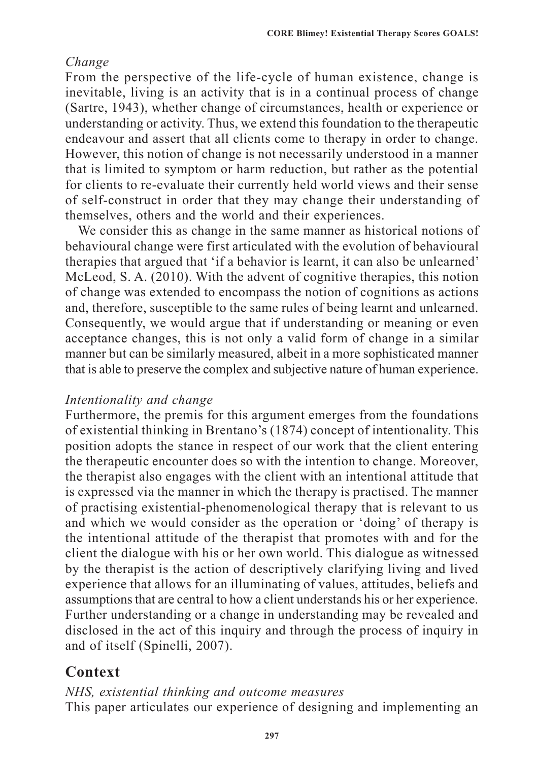*Change*

From the perspective of the life-cycle of human existence, change is inevitable, living is an activity that is in a continual process of change (Sartre, 1943), whether change of circumstances, health or experience or understanding or activity. Thus, we extend this foundation to the therapeutic endeavour and assert that all clients come to therapy in order to change. However, this notion of change is not necessarily understood in a manner that is limited to symptom or harm reduction, but rather as the potential for clients to re-evaluate their currently held world views and their sense of self-construct in order that they may change their understanding of themselves, others and the world and their experiences.

We consider this as change in the same manner as historical notions of behavioural change were first articulated with the evolution of behavioural therapies that argued that 'if a behavior is learnt, it can also be unlearned' McLeod, S. A. (2010). With the advent of cognitive therapies, this notion of change was extended to encompass the notion of cognitions as actions and, therefore, susceptible to the same rules of being learnt and unlearned. Consequently, we would argue that if understanding or meaning or even acceptance changes, this is not only a valid form of change in a similar manner but can be similarly measured, albeit in a more sophisticated manner that is able to preserve the complex and subjective nature of human experience.

*Intentionality and change*

Furthermore, the premis for this argument emerges from the foundations of existential thinking in Brentano's (1874) concept of intentionality. This position adopts the stance in respect of our work that the client entering the therapeutic encounter does so with the intention to change. Moreover, the therapist also engages with the client with an intentional attitude that is expressed via the manner in which the therapy is practised. The manner of practising existential-phenomenological therapy that is relevant to us and which we would consider as the operation or 'doing' of therapy is the intentional attitude of the therapist that promotes with and for the client the dialogue with his or her own world. This dialogue as witnessed by the therapist is the action of descriptively clarifying living and lived experience that allows for an illuminating of values, attitudes, beliefs and assumptions that are central to how a client understands his or her experience. Further understanding or a change in understanding may be revealed and disclosed in the act of this inquiry and through the process of inquiry in and of itself (Spinelli, 2007).

## Context

*NHS, existential thinking and outcome measures*

This paper articulates our experience of designing and implementing an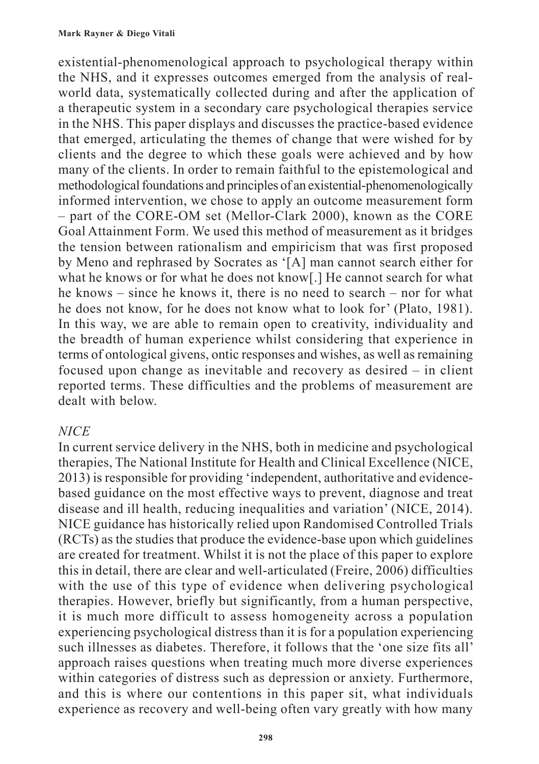existential-phenomenological approach to psychological therapy within the NHS, and it expresses outcomes emerged from the analysis of real-world data, systematically collected during and after the application of a therapeutic system in a secondary care psychological therapies service in the NHS. This paper displays and discusses the practice-based evidence that emerged, articulating the themes of change that were wished for by clients and the degree to which these goals were achieved and by how many of the clients. In order to remain faithful to the epistemological and methodological foundations and principles of an existential-phenomenologically informed intervention, we chose to apply an outcome measurement form – part of the CORE-OM set (Mellor-Clark 2000), known as the CORE Goal Attainment Form. We used this method of measurement as it bridges the tension between rationalism and empiricism that was first proposed by Meno and rephrased by Socrates as '[A] man cannot search either for what he knows or for what he does not know[.] He cannot search for what he knows – since he knows it, there is no need to search – nor for what he does not know, for he does not know what to look for' (Plato, 1981). In this way, we are able to remain open to creativity, individuality and the breadth of human experience whilst considering that experience in terms of ontological givens, ontic responses and wishes, as well as remaining focused upon change as inevitable and recovery as desired – in client reported terms. These difficulties and the problems of measurement are dealt with below.

### *NICE*

In current service delivery in the NHS, both in medicine and psychological therapies, The National Institute for Health and Clinical Excellence (NICE, 2013) is responsible for providing 'independent, authoritative and evidence-based guidance on the most effective ways to prevent, diagnose and treat disease and ill health, reducing inequalities and variation' (NICE, 2014). NICE guidance has historically relied upon Randomised Controlled Trials (RCTs) as the studies that produce the evidence-base upon which guidelines are created for treatment. Whilst it is not the place of this paper to explore this in detail, there are clear and well-articulated (Freire, 2006) difficulties with the use of this type of evidence when delivering psychological therapies. However, briefly but significantly, from a human perspective, it is much more difficult to assess homogeneity across a population experiencing psychological distress than it is for a population experiencing such illnesses as diabetes. Therefore, it follows that the 'one size fits all' approach raises questions when treating much more diverse experiences within categories of distress such as depression or anxiety. Furthermore, and this is where our contentions in this paper sit, what individuals experience as recovery and well-being often vary greatly with how many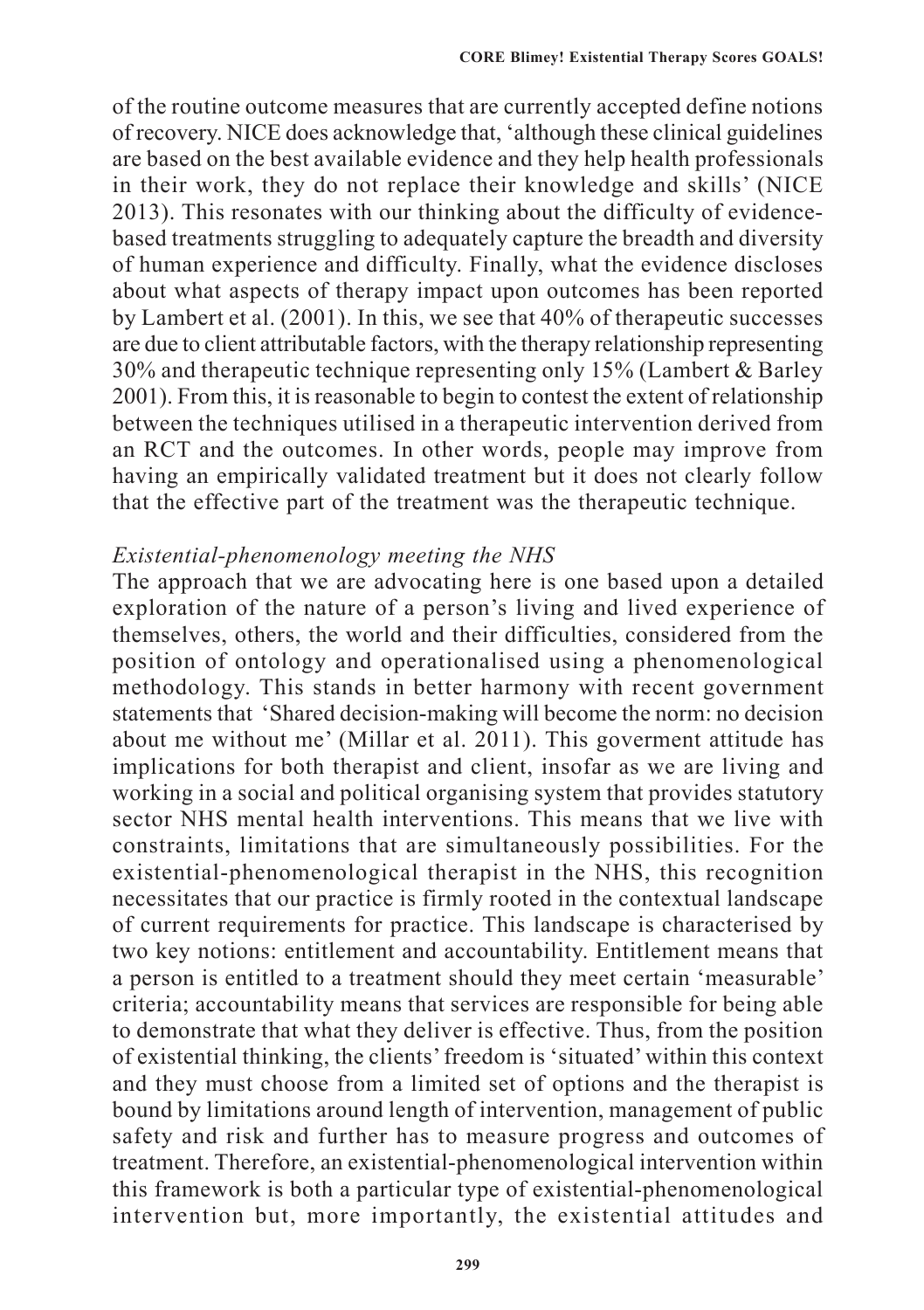of the routine outcome measures that are currently accepted define notions of recovery. NICE does acknowledge that, 'although these clinical guidelines are based on the best available evidence and they help health professionals in their work, they do not replace their knowledge and skills' (NICE 2013). This resonates with our thinking about the difficulty of evidence-based treatments struggling to adequately capture the breadth and diversity of human experience and difficulty. Finally, what the evidence discloses about what aspects of therapy impact upon outcomes has been reported by Lambert et al. (2001). In this, we see that 40% of therapeutic successes are due to client attributable factors, with the therapy relationship representing 30% and therapeutic technique representing only 15% (Lambert & Barley 2001). From this, it is reasonable to begin to contest the extent of relationship between the techniques utilised in a therapeutic intervention derived from an RCT and the outcomes. In other words, people may improve from having an empirically validated treatment but it does not clearly follow that the effective part of the treatment was the therapeutic technique.

*Existential-phenomenology meeting the NHS*

The approach that we are advocating here is one based upon a detailed exploration of the nature of a person's living and lived experience of themselves, others, the world and their difficulties, considered from the position of ontology and operationalised using a phenomenological methodology. This stands in better harmony with recent government statements that 'Shared decision-making will become the norm: no decision about me without me' (Millar et al. 2011). This goverment attitude has implications for both therapist and client, insofar as we are living and working in a social and political organising system that provides statutory sector NHS mental health interventions. This means that we live with constraints, limitations that are simultaneously possibilities. For the existential-phenomenological therapist in the NHS, this recognition necessitates that our practice is firmly rooted in the contextual landscape of current requirements for practice. This landscape is characterised by two key notions: entitlement and accountability. Entitlement means that a person is entitled to a treatment should they meet certain 'measurable' criteria; accountability means that services are responsible for being able to demonstrate that what they deliver is effective. Thus, from the position of existential thinking, the clients' freedom is 'situated' within this context and they must choose from a limited set of options and the therapist is bound by limitations around length of intervention, management of public safety and risk and further has to measure progress and outcomes of treatment. Therefore, an existential-phenomenological intervention within this framework is both a particular type of existential-phenomenological intervention but, more importantly, the existential attitudes and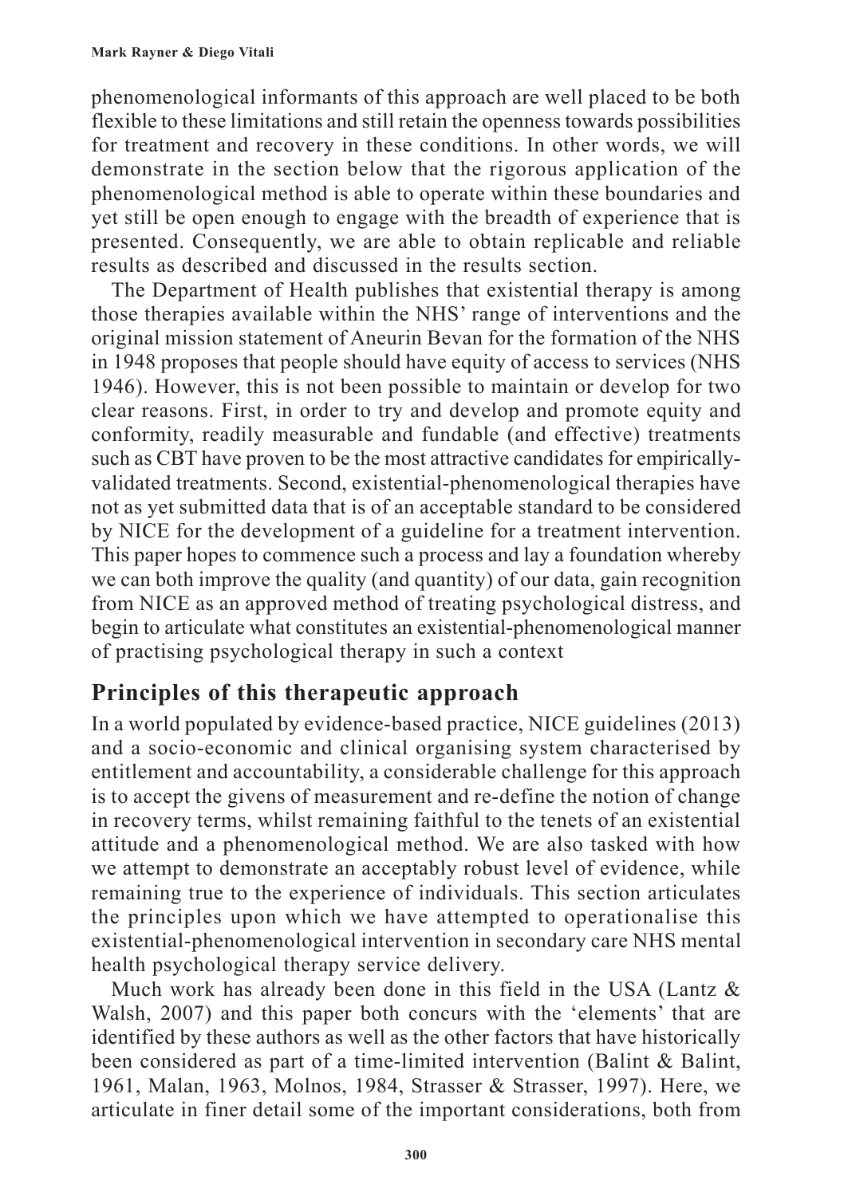phenomenological informants of this approach are well placed to be both flexible to these limitations and still retain the openness towards possibilities for treatment and recovery in these conditions. In other words, we will demonstrate in the section below that the rigorous application of the phenomenological method is able to operate within these boundaries and yet still be open enough to engage with the breadth of experience that is presented. Consequently, we are able to obtain replicable and reliable results as described and discussed in the results section.

The Department of Health publishes that existential therapy is among those therapies available within the NHS' range of interventions and the original mission statement of Aneurin Bevan for the formation of the NHS in 1948 proposes that people should have equity of access to services (NHS 1946). However, this is not been possible to maintain or develop for two clear reasons. First, in order to try and develop and promote equity and conformity, readily measurable and fundable (and effective) treatments such as CBT have proven to be the most attractive candidates for empirically-validated treatments. Second, existential-phenomenological therapies have not as yet submitted data that is of an acceptable standard to be considered by NICE for the development of a guideline for a treatment intervention. This paper hopes to commence such a process and lay a foundation whereby we can both improve the quality (and quantity) of our data, gain recognition from NICE as an approved method of treating psychological distress, and begin to articulate what constitutes an existential-phenomenological manner of practising psychological therapy in such a context

## Principles of this therapeutic approach

In a world populated by evidence-based practice, NICE guidelines (2013) and a socio-economic and clinical organising system characterised by entitlement and accountability, a considerable challenge for this approach is to accept the givens of measurement and re-define the notion of change in recovery terms, whilst remaining faithful to the tenets of an existential attitude and a phenomenological method. We are also tasked with how we attempt to demonstrate an acceptably robust level of evidence, while remaining true to the experience of individuals. This section articulates the principles upon which we have attempted to operationalise this existential-phenomenological intervention in secondary care NHS mental health psychological therapy service delivery.

Much work has already been done in this field in the USA (Lantz & Walsh, 2007) and this paper both concurs with the 'elements' that are identified by these authors as well as the other factors that have historically been considered as part of a time-limited intervention (Balint & Balint, 1961, Malan, 1963, Molnos, 1984, Strasser & Strasser, 1997). Here, we articulate in finer detail some of the important considerations, both from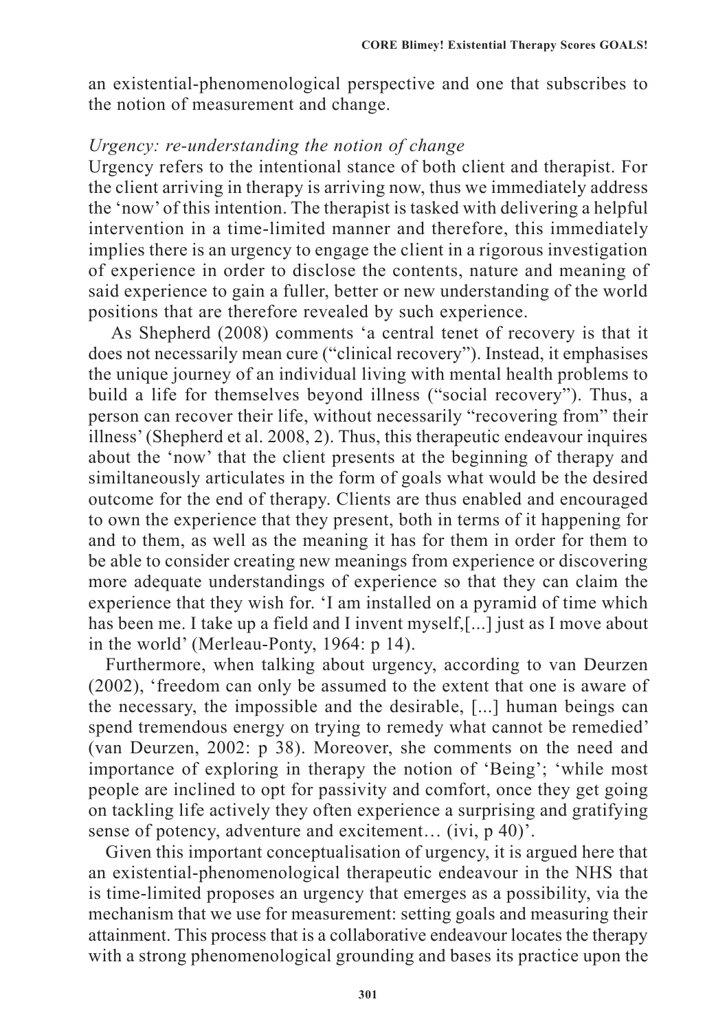an existential-phenomenological perspective and one that subscribes to the notion of measurement and change.

*Urgency: re-understanding the notion of change*

Urgency refers to the intentional stance of both client and therapist. For the client arriving in therapy is arriving now, thus we immediately address the 'now' of this intention. The therapist is tasked with delivering a helpful intervention in a time-limited manner and therefore, this immediately implies there is an urgency to engage the client in a rigorous investigation of experience in order to disclose the contents, nature and meaning of said experience to gain a fuller, better or new understanding of the world positions that are therefore revealed by such experience.

As Shepherd (2008) comments 'a central tenet of recovery is that it does not necessarily mean cure ("clinical recovery"). Instead, it emphasises the unique journey of an individual living with mental health problems to build a life for themselves beyond illness ("social recovery"). Thus, a person can recover their life, without necessarily "recovering from" their illness' (Shepherd et al. 2008, 2). Thus, this therapeutic endeavour inquires about the 'now' that the client presents at the beginning of therapy and simiLtaneously articulates in the form of goals what would be the desired outcome for the end of therapy. Clients are thus enabled and encouraged to own the experience that they present, both in terms of it happening for and to them, as well as the meaning it has for them in order for them to be able to consider creating new meanings from experience or discovering more adequate understandings of experience so that they can claim the experience that they wish for. 'I am installed on a pyramid of time which has been me. I take up a field and I invent myself,[...] just as I move about in the world' (Merleau-Ponty, 1964: p 14).

Furthermore, when talking about urgency, according to van Deurzen (2002), 'freedom can only be assumed to the extent that one is aware of the necessary, the impossible and the desirable, [...] human beings can spend tremendous energy on trying to remedy what cannot be remedied' (van Deurzen, 2002: p 38). Moreover, she comments on the need and importance of exploring in therapy the notion of 'Being'; 'while most people are inclined to opt for passivity and comfort, once they get going on tackling life actively they often experience a surprising and gratifying sense of potency, adventure and excitement… (ivi, p 40)'.

Given this important conceptualisation of urgency, it is argued here that an existential-phenomenological therapeutic endeavour in the NHS that is time-limited proposes an urgency that emerges as a possibility, via the mechanism that we use for measurement: setting goals and measuring their attainment. This process that is a collaborative endeavour locates the therapy with a strong phenomenological grounding and bases its practice upon the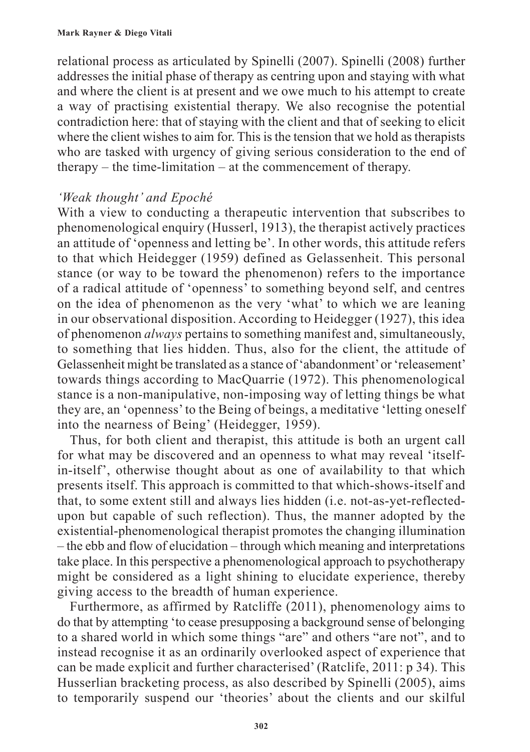relational process as articulated by Spinelli (2007). Spinelli (2008) further addresses the initial phase of therapy as centring upon and staying with what and where the client is at present and we owe much to his attempt to create a way of practising existential therapy. We also recognise the potential contradiction here: that of staying with the client and that of seeking to elicit where the client wishes to aim for. This is the tension that we hold as therapists who are tasked with urgency of giving serious consideration to the end of therapy – the time-limitation – at the commencement of therapy.

### *'Weak thought' and Epoché*

With a view to conducting a therapeutic intervention that subscribes to phenomenological enquiry (Husserl, 1913), the therapist actively practices an attitude of 'openness and letting be'. In other words, this attitude refers to that which Heidegger (1959) defined as Gelassenheit. This personal stance (or way to be toward the phenomenon) refers to the importance of a radical attitude of 'openness' to something beyond self, and centres on the idea of phenomenon as the very 'what' to which we are leaning in our observational disposition. According to Heidegger (1927), this idea of phenomenon *always* pertains to something manifest and, simultaneously, to something that lies hidden. Thus, also for the client, the attitude of Gelassenheit might be translated as a stance of 'abandonment' or 'releasement' towards things according to MacQuarrie (1972). This phenomenological stance is a non-manipulative, non-imposing way of letting things be what they are, an 'openness' to the Being of beings, a meditative 'letting oneself into the nearness of Being' (Heidegger, 1959).

Thus, for both client and therapist, this attitude is both an urgent call for what may be discovered and an openness to what may reveal 'itself-in-itself', otherwise thought about as one of availability to that which presents itself. This approach is committed to that which-shows-itself and that, to some extent still and always lies hidden (i.e. not-as-yet-reflected-upon but capable of such reflection). Thus, the manner adopted by the existential-phenomenological therapist promotes the changing illumination – the ebb and flow of elucidation – through which meaning and interpretations take place. In this perspective a phenomenological approach to psychotherapy might be considered as a light shining to elucidate experience, thereby giving access to the breadth of human experience.

Furthermore, as affirmed by Ratcliffe (2011), phenomenology aims to do that by attempting 'to cease presupposing a background sense of belonging to a shared world in which some things "are" and others "are not", and to instead recognise it as an ordinarily overlooked aspect of experience that can be made explicit and further characterised' (Ratclife, 2011: p 34). This Husserlian bracketing process, as also described by Spinelli (2005), aims to temporarily suspend our 'theories' about the clients and our skilful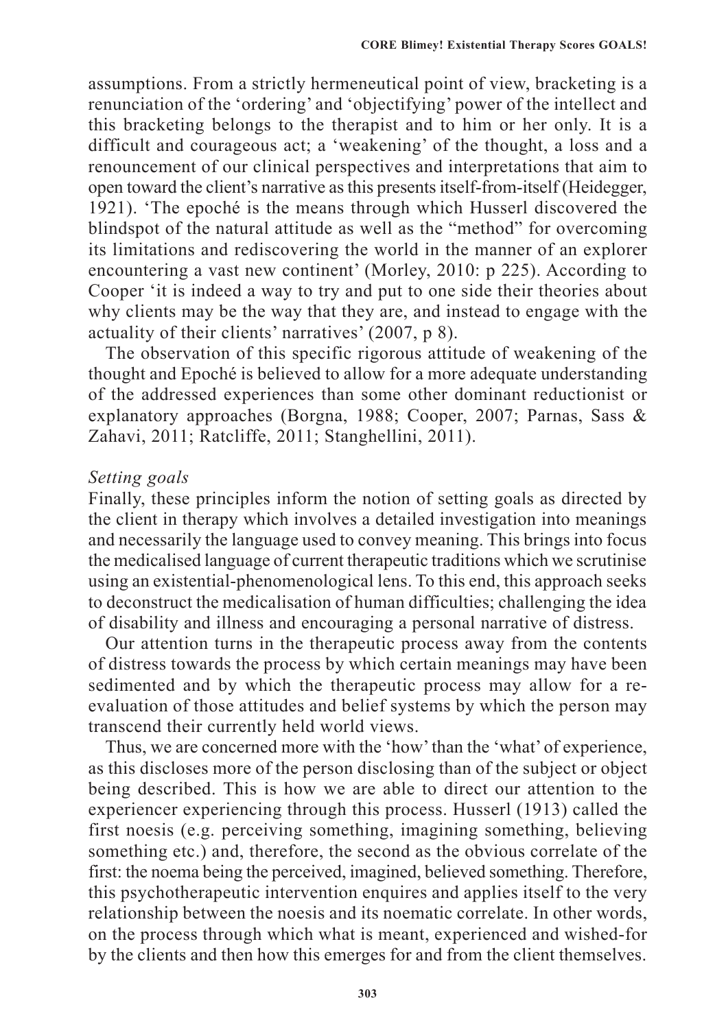assumptions. From a strictly hermeneutical point of view, bracketing is a renunciation of the 'ordering' and 'objectifying' power of the intellect and this bracketing belongs to the therapist and to him or her only. It is a difficult and courageous act; a 'weakening' of the thought, a loss and a renouncement of our clinical perspectives and interpretations that aim to open toward the client's narrative as this presents itself-from-itself (Heidegger, 1921). 'The epoché is the means through which Husserl discovered the blindspot of the natural attitude as well as the "method" for overcoming its limitations and rediscovering the world in the manner of an explorer encountering a vast new continent' (Morley, 2010: p 225). According to Cooper 'it is indeed a way to try and put to one side their theories about why clients may be the way that they are, and instead to engage with the actuality of their clients' narratives' (2007, p 8).

The observation of this specific rigorous attitude of weakening of the thought and Epoché is believed to allow for a more adequate understanding of the addressed experiences than some other dominant reductionist or explanatory approaches (Borgna, 1988; Cooper, 2007; Parnas, Sass & Zahavi, 2011; Ratcliffe, 2011; Stanghellini, 2011).

*Setting goals*

Finally, these principles inform the notion of setting goals as directed by the client in therapy which involves a detailed investigation into meanings and necessarily the language used to convey meaning. This brings into focus the medicalised language of current therapeutic traditions which we scrutinise using an existential-phenomenological lens. To this end, this approach seeks to deconstruct the medicalisation of human difficulties; challenging the idea of disability and illness and encouraging a personal narrative of distress.

Our attention turns in the therapeutic process away from the contents of distress towards the process by which certain meanings may have been sedimented and by which the therapeutic process may allow for a re-evaluation of those attitudes and belief systems by which the person may transcend their currently held world views.

Thus, we are concerned more with the 'how' than the 'what' of experience, as this discloses more of the person disclosing than of the subject or object being described. This is how we are able to direct our attention to the experiencer experiencing through this process. Husserl (1913) called the first noesis (e.g. perceiving something, imagining something, believing something etc.) and, therefore, the second as the obvious correlate of the first: the noema being the perceived, imagined, believed something. Therefore, this psychotherapeutic intervention enquires and applies itself to the very relationship between the noesis and its noematic correlate. In other words, on the process through which what is meant, experienced and wished-for by the clients and then how this emerges for and from the client themselves.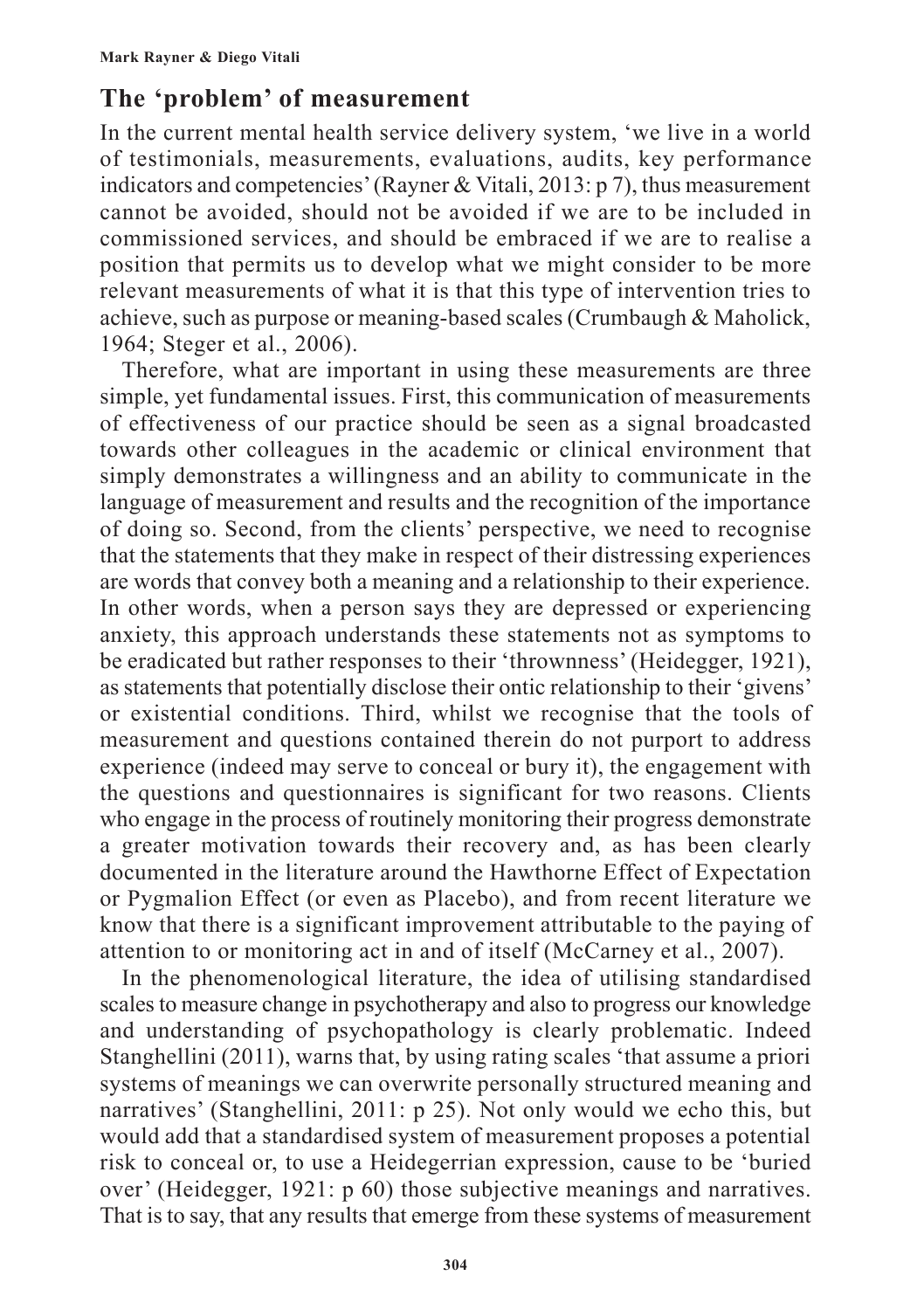## The 'problem' of measurement

In the current mental health service delivery system, 'we live in a world of testimonials, measurements, evaluations, audits, key performance indicators and competencies' (Rayner & Vitali, 2013: p 7), thus measurement cannot be avoided, should not be avoided if we are to be included in commissioned services, and should be embraced if we are to realise a position that permits us to develop what we might consider to be more relevant measurements of what it is that this type of intervention tries to achieve, such as purpose or meaning-based scales (Crumbaugh & Maholick, 1964; Steger et al., 2006).

Therefore, what are important in using these measurements are three simple, yet fundamental issues. First, this communication of measurements of effectiveness of our practice should be seen as a signal broadcasted towards other colleagues in the academic or clinical environment that simply demonstrates a willingness and an ability to communicate in the language of measurement and results and the recognition of the importance of doing so. Second, from the clients' perspective, we need to recognise that the statements that they make in respect of their distressing experiences are words that convey both a meaning and a relationship to their experience. In other words, when a person says they are depressed or experiencing anxiety, this approach understands these statements not as symptoms to be eradicated but rather responses to their 'thrownness' (Heidegger, 1921), as statements that potentially disclose their ontic relationship to their 'givens' or existential conditions. Third, whilst we recognise that the tools of measurement and questions contained therein do not purport to address experience (indeed may serve to conceal or bury it), the engagement with the questions and questionnaires is significant for two reasons. Clients who engage in the process of routinely monitoring their progress demonstrate a greater motivation towards their recovery and, as has been clearly documented in the literature around the Hawthorne Effect of Expectation or Pygmalion Effect (or even as Placebo), and from recent literature we know that there is a significant improvement attributable to the paying of attention to or monitoring act in and of itself (McCarney et al., 2007).

In the phenomenological literature, the idea of utilising standardised scales to measure change in psychotherapy and also to progress our knowledge and understanding of psychopathology is clearly problematic. Indeed Stanghellini (2011), warns that, by using rating scales 'that assume a priori systems of meanings we can overwrite personally structured meaning and narratives' (Stanghellini, 2011: p 25). Not only would we echo this, but would add that a standardised system of measurement proposes a potential risk to conceal or, to use a Heidegerrian expression, cause to be 'buried over' (Heidegger, 1921: p 60) those subjective meanings and narratives. That is to say, that any results that emerge from these systems of measurement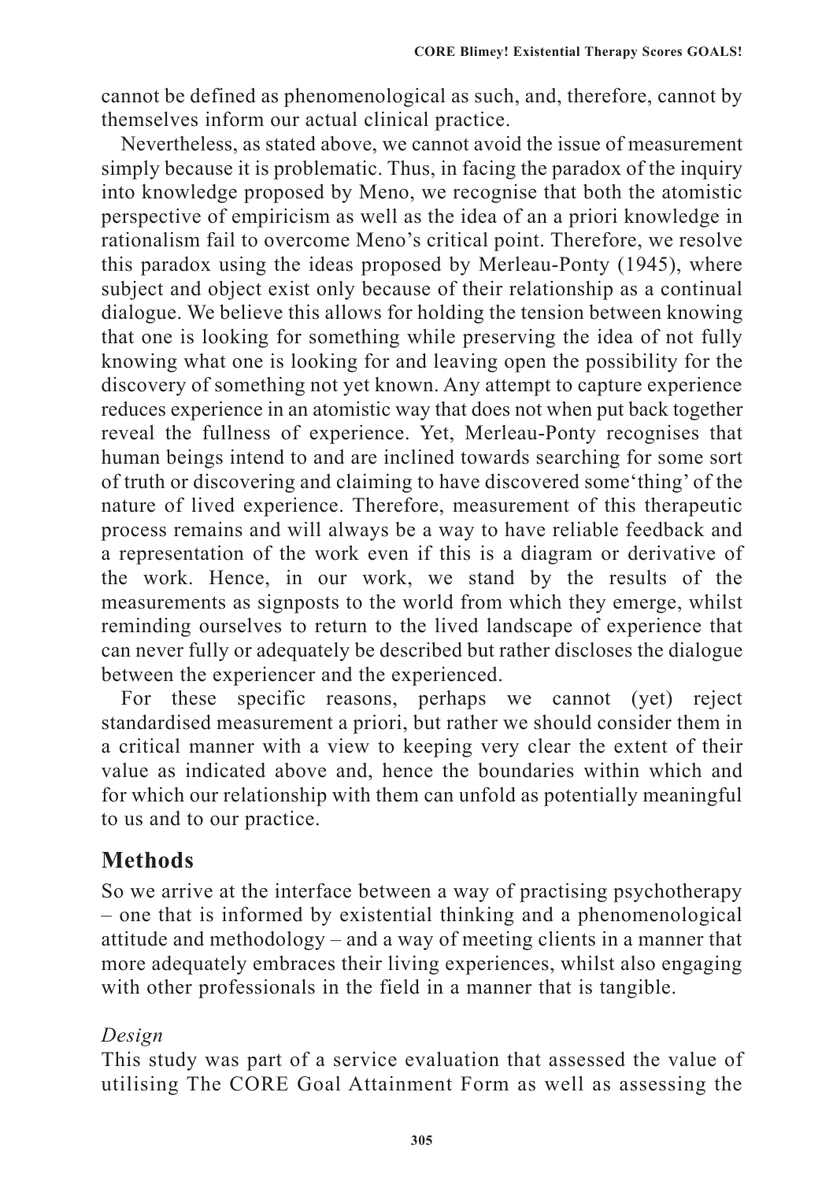cannot be defined as phenomenological as such, and, therefore, cannot by themselves inform our actual clinical practice.

Nevertheless, as stated above, we cannot avoid the issue of measurement simply because it is problematic. Thus, in facing the paradox of the inquiry into knowledge proposed by Meno, we recognise that both the atomistic perspective of empiricism as well as the idea of an a priori knowledge in rationalism fail to overcome Meno's critical point. Therefore, we resolve this paradox using the ideas proposed by Merleau-Ponty (1945), where subject and object exist only because of their relationship as a continual dialogue. We believe this allows for holding the tension between knowing that one is looking for something while preserving the idea of not fully knowing what one is looking for and leaving open the possibility for the discovery of something not yet known. Any attempt to capture experience reduces experience in an atomistic way that does not when put back together reveal the fullness of experience. Yet, Merleau-Ponty recognises that human beings intend to and are inclined towards searching for some sort of truth or discovering and claiming to have discovered some'thing' of the nature of lived experience. Therefore, measurement of this therapeutic process remains and will always be a way to have reliable feedback and a representation of the work even if this is a diagram or derivative of the work. Hence, in our work, we stand by the results of the measurements as signposts to the world from which they emerge, whilst reminding ourselves to return to the lived landscape of experience that can never fully or adequately be described but rather discloses the dialogue between the experiencer and the experienced.

For these specific reasons, perhaps we cannot (yet) reject standardised measurement a priori, but rather we should consider them in a critical manner with a view to keeping very clear the extent of their value as indicated above and, hence the boundaries within which and for which our relationship with them can unfold as potentially meaningful to us and to our practice.

## Methods

So we arrive at the interface between a way of practising psychotherapy – one that is informed by existential thinking and a phenomenological attitude and methodology – and a way of meeting clients in a manner that more adequately embraces their living experiences, whilst also engaging with other professionals in the field in a manner that is tangible.

### *Design*

This study was part of a service evaluation that assessed the value of utilising The CORE Goal Attainment Form as well as assessing the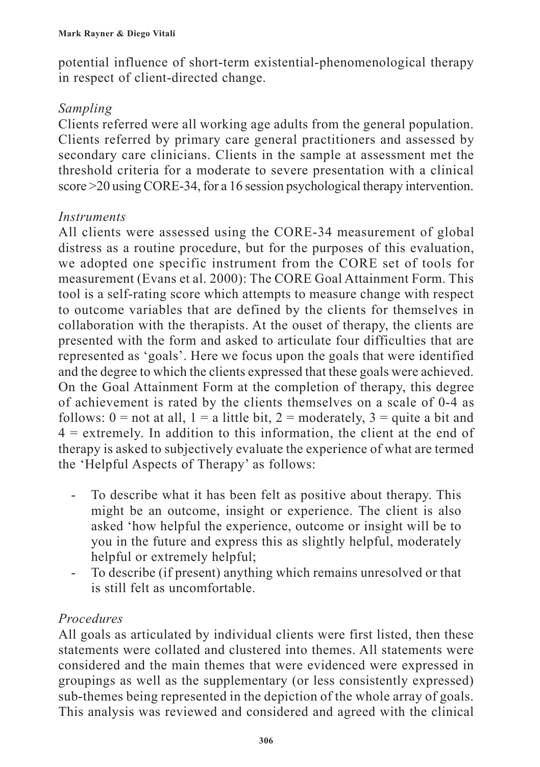potential influence of short-term existential-phenomenological therapy in respect of client-directed change.

### *Sampling*

Clients referred were all working age adults from the general population. Clients referred by primary care general practitioners and assessed by secondary care clinicians. Clients in the sample at assessment met the threshold criteria for a moderate to severe presentation with a clinical score >20 using CORE-34, for a 16 session psychological therapy intervention.

### *Instruments*

All clients were assessed using the CORE-34 measurement of global distress as a routine procedure, but for the purposes of this evaluation, we adopted one specific instrument from the CORE set of tools for measurement (Evans et al. 2000): The CORE Goal Attainment Form. This tool is a self-rating score which attempts to measure change with respect to outcome variables that are defined by the clients for themselves in collaboration with the therapists. At the ouset of therapy, the clients are presented with the form and asked to articulate four difficulties that are represented as 'goals'. Here we focus upon the goals that were identified and the degree to which the clients expressed that these goals were achieved. On the Goal Attainment Form at the completion of therapy, this degree of achievement is rated by the clients themselves on a scale of 0-4 as follows: 0 = not at all, 1 = a little bit, 2 = moderately, 3 = quite a bit and 4 = extremely. In addition to this information, the client at the end of therapy is asked to subjectively evaluate the experience of what are termed the 'Helpful Aspects of Therapy' as follows:

- To describe what it has been felt as positive about therapy. This might be an outcome, insight or experience. The client is also asked 'how helpful the experience, outcome or insight will be to you in the future and express this as slightly helpful, moderately helpful or extremely helpful;
- To describe (if present) anything which remains unresolved or that is still felt as uncomfortable.

### *Procedures*

All goals as articulated by individual clients were first listed, then these statements were collated and clustered into themes. All statements were considered and the main themes that were evidenced were expressed in groupings as well as the supplementary (or less consistently expressed) sub-themes being represented in the depiction of the whole array of goals. This analysis was reviewed and considered and agreed with the clinical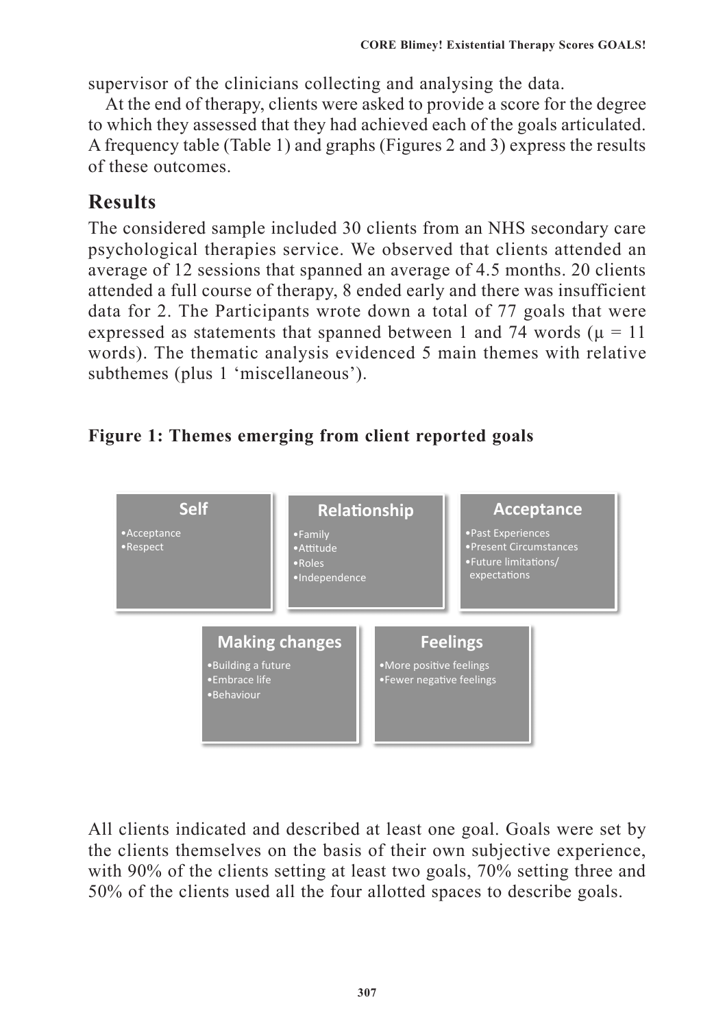supervisor of the clinicians collecting and analysing the data.

At the end of therapy, clients were asked to provide a score for the degree to which they assessed that they had achieved each of the goals articulated. A frequency table (Table 1) and graphs (Figures 2 and 3) express the results of these outcomes.

## Results

The considered sample included 30 clients from an NHS secondary care psychological therapies service. We observed that clients attended an average of 12 sessions that spanned an average of 4.5 months. 20 clients attended a full course of therapy, 8 ended early and there was insufficient data for 2. The Participants wrote down a total of 77 goals that were expressed as statements that spanned between 1 and 74 words ($\mu = 11$ words). The thematic analysis evidenced 5 main themes with relative subthemes (plus 1 'miscellaneous').

**Figure 1: Themes emerging from client reported goals**

**Self**
- Acceptance
- Respect

**Relationship**
- Family
- Attitude
- Roles
- Independence

**Acceptance**
- Past Experiences
- Present Circumstances
- Future limitations/ expectations

**Making changes**
- Building a future
- Embrace life
- Behaviour

**Feelings**
- More positive feelings
- Fewer negative feelings

All clients indicated and described at least one goal. Goals were set by the clients themselves on the basis of their own subjective experience, with 90% of the clients setting at least two goals, 70% setting three and 50% of the clients used all the four allotted spaces to describe goals.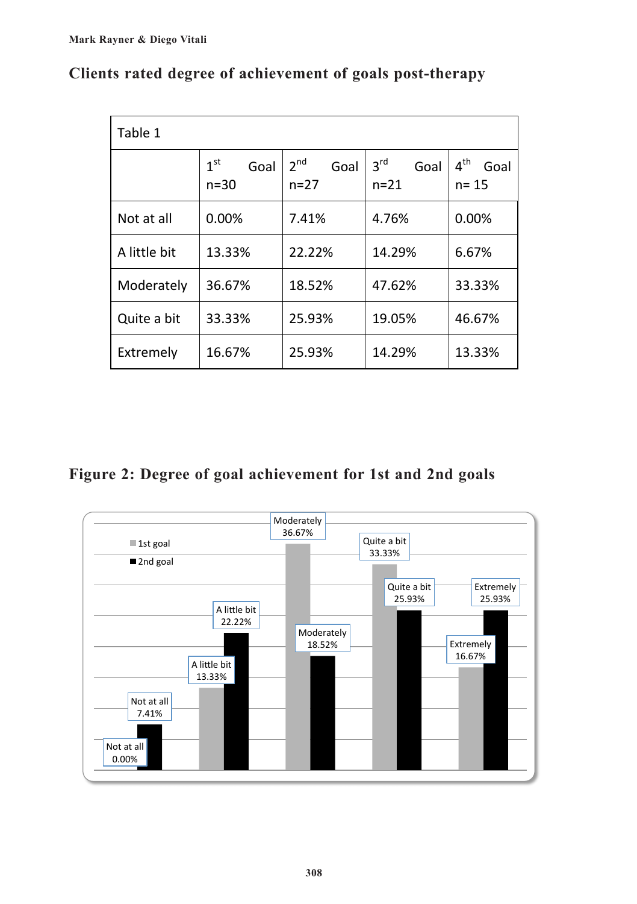## Clients rated degree of achievement of goals post-therapy

Table 1

| | 1st Goal n=30 | 2nd Goal n=27 | 3rd Goal n=21 | 4th Goal n= 15 |
|---|---|---|---|---|
| Not at all | 0.00% | 7.41% | 4.76% | 0.00% |
| A little bit | 13.33% | 22.22% | 14.29% | 6.67% |
| Moderately | 36.67% | 18.52% | 47.62% | 33.33% |
| Quite a bit | 33.33% | 25.93% | 19.05% | 46.67% |
| Extremely | 16.67% | 25.93% | 14.29% | 13.33% |

## Figure 2: Degree of goal achievement for 1st and 2nd goals

| | 1st goal | 2nd goal |
|---|---|---|
| Not at all | 0.00% | 7.41% |
| A little bit | 13.33% | 22.22% |
| Moderately | 36.67% | 18.52% |
| Quite a bit | 33.33% | 25.93% |
| Extremely | 16.67% | 25.93% |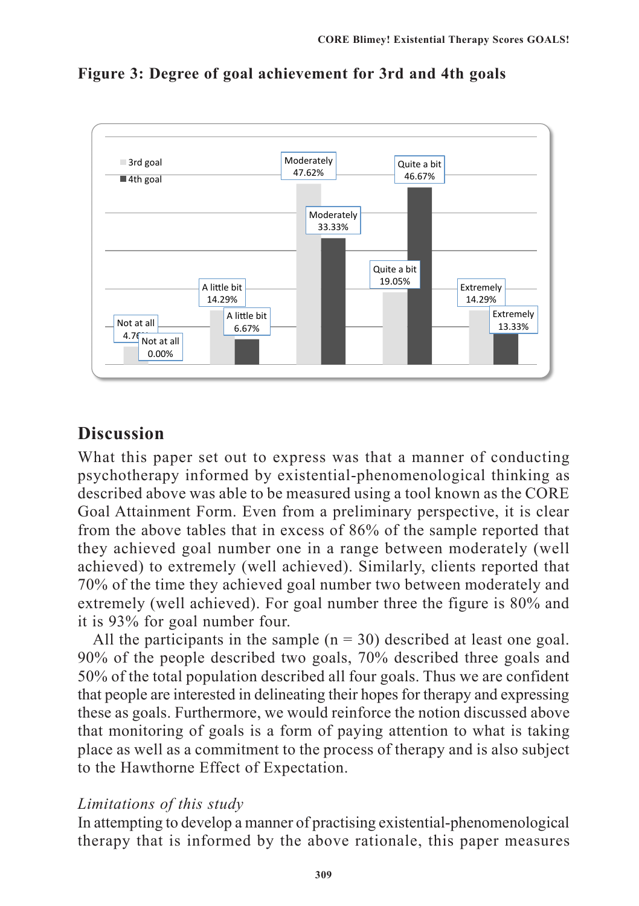**Figure 3: Degree of goal achievement for 3rd and 4th goals**

| | Not at all | A little bit | Moderately | Quite a bit | Extremely |
|---|---|---|---|---|---|
| 3rd goal | 4.76% | 14.29% | 47.62% | 19.05% | 14.29% |
| 4th goal | 0.00% | 6.67% | 33.33% | 46.67% | 13.33% |

## Discussion

What this paper set out to express was that a manner of conducting psychotherapy informed by existential-phenomenological thinking as described above was able to be measured using a tool known as the CORE Goal Attainment Form. Even from a preliminary perspective, it is clear from the above tables that in excess of 86% of the sample reported that they achieved goal number one in a range between moderately (well achieved) to extremely (well achieved). Similarly, clients reported that 70% of the time they achieved goal number two between moderately and extremely (well achieved). For goal number three the figure is 80% and it is 93% for goal number four.

All the participants in the sample (n = 30) described at least one goal. 90% of the people described two goals, 70% described three goals and 50% of the total population described all four goals. Thus we are confident that people are interested in delineating their hopes for therapy and expressing these as goals. Furthermore, we would reinforce the notion discussed above that monitoring of goals is a form of paying attention to what is taking place as well as a commitment to the process of therapy and is also subject to the Hawthorne Effect of Expectation.

### *Limitations of this study*

In attempting to develop a manner of practising existential-phenomenological therapy that is informed by the above rationale, this paper measures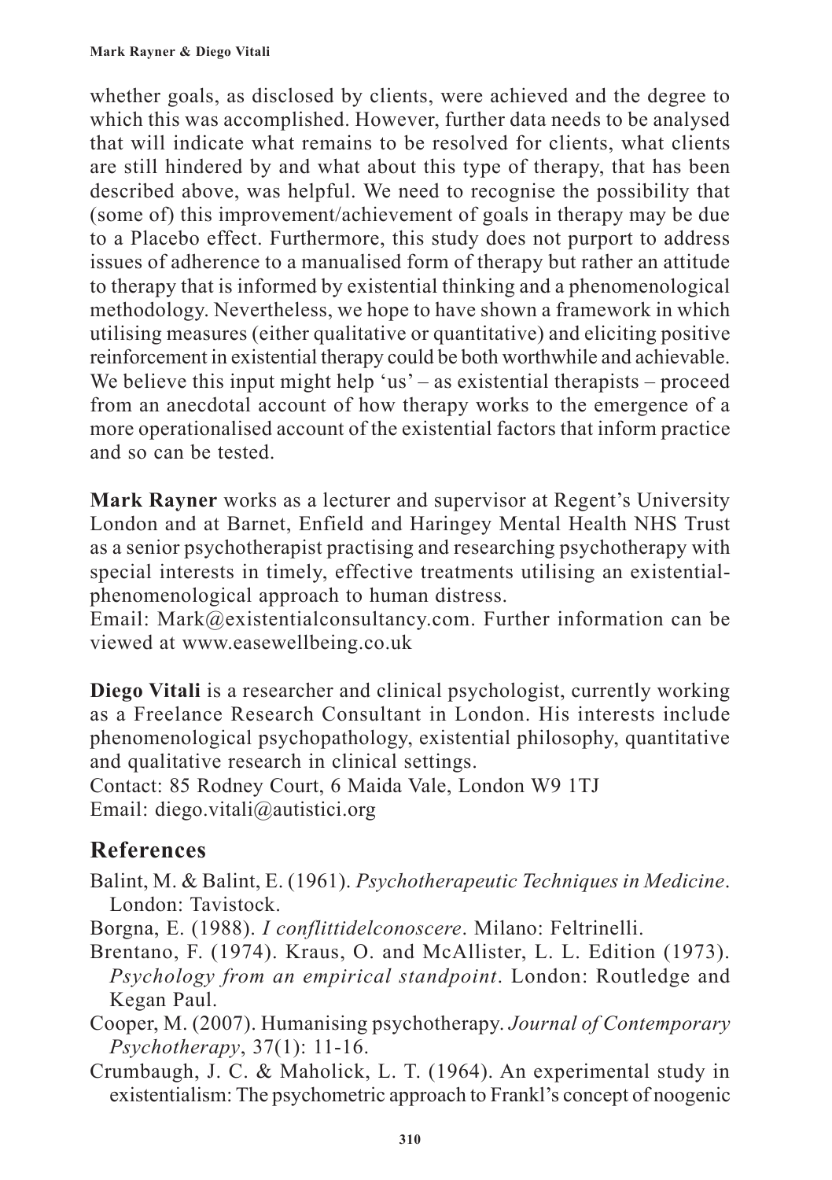whether goals, as disclosed by clients, were achieved and the degree to which this was accomplished. However, further data needs to be analysed that will indicate what remains to be resolved for clients, what clients are still hindered by and what about this type of therapy, that has been described above, was helpful. We need to recognise the possibility that (some of) this improvement/achievement of goals in therapy may be due to a Placebo effect. Furthermore, this study does not purport to address issues of adherence to a manualised form of therapy but rather an attitude to therapy that is informed by existential thinking and a phenomenological methodology. Nevertheless, we hope to have shown a framework in which utilising measures (either qualitative or quantitative) and eliciting positive reinforcement in existential therapy could be both worthwhile and achievable. We believe this input might help 'us' – as existential therapists – proceed from an anecdotal account of how therapy works to the emergence of a more operationalised account of the existential factors that inform practice and so can be tested.

**Mark Rayner** works as a lecturer and supervisor at Regent's University London and at Barnet, Enfield and Haringey Mental Health NHS Trust as a senior psychotherapist practising and researching psychotherapy with special interests in timely, effective treatments utilising an existential-phenomenological approach to human distress.
Email: Mark@existentialconsultancy.com. Further information can be viewed at www.easewellbeing.co.uk

**Diego Vitali** is a researcher and clinical psychologist, currently working as a Freelance Research Consultant in London. His interests include phenomenological psychopathology, existential philosophy, quantitative and qualitative research in clinical settings.
Contact: 85 Rodney Court, 6 Maida Vale, London W9 1TJ
Email: diego.vitali@autistici.org

## References

Balint, M. & Balint, E. (1961). *Psychotherapeutic Techniques in Medicine*. London: Tavistock.

Borgna, E. (1988). *I conflittidelconoscere*. Milano: Feltrinelli.

Brentano, F. (1974). Kraus, O. and McAllister, L. L. Edition (1973). *Psychology from an empirical standpoint*. London: Routledge and Kegan Paul.

Cooper, M. (2007). Humanising psychotherapy. *Journal of Contemporary Psychotherapy*, 37(1): 11-16.

Crumbaugh, J. C. & Maholick, L. T. (1964). An experimental study in existentialism: The psychometric approach to Frankl's concept of noogenic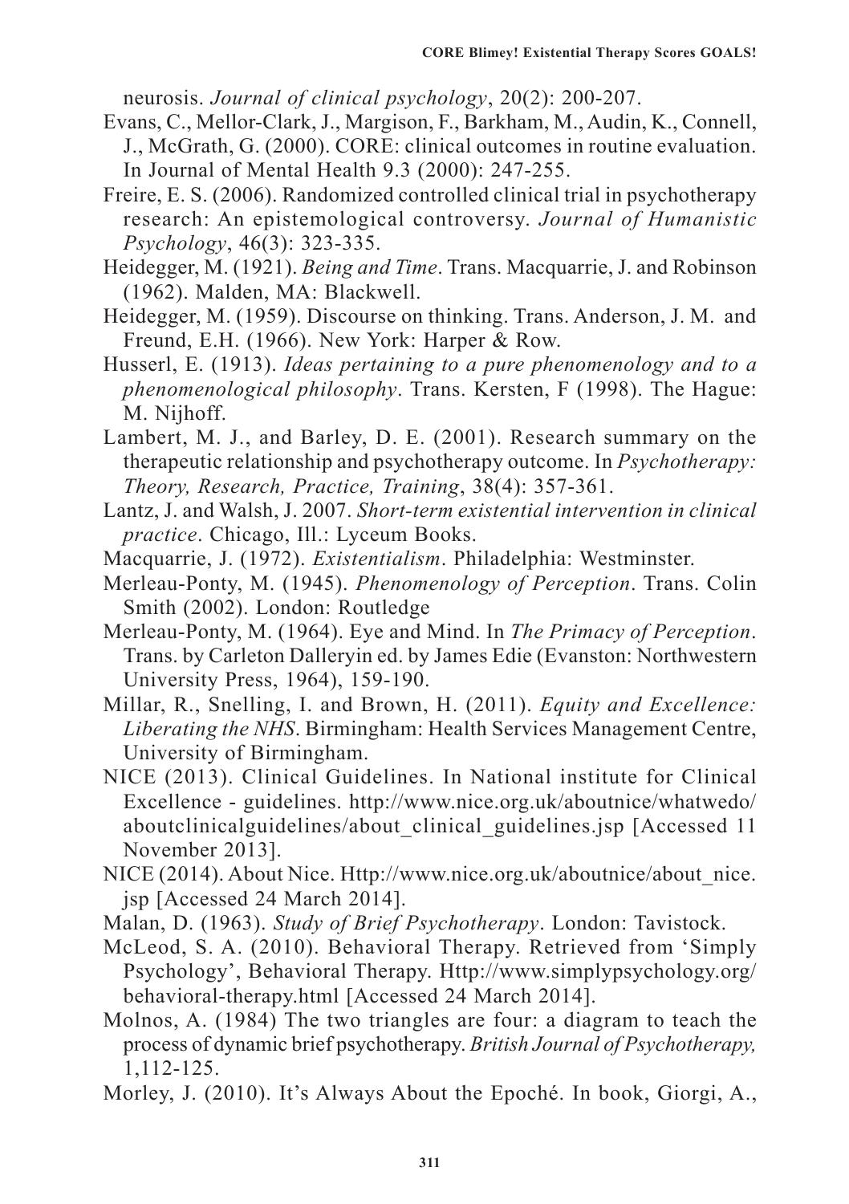neurosis. *Journal of clinical psychology*, 20(2): 200-207.

Evans, C., Mellor-Clark, J., Margison, F., Barkham, M., Audin, K., Connell, J., McGrath, G. (2000). CORE: clinical outcomes in routine evaluation. In Journal of Mental Health 9.3 (2000): 247-255.

Freire, E. S. (2006). Randomized controlled clinical trial in psychotherapy research: An epistemological controversy. *Journal of Humanistic Psychology*, 46(3): 323-335.

Heidegger, M. (1921). *Being and Time*. Trans. Macquarrie, J. and Robinson (1962). Malden, MA: Blackwell.

Heidegger, M. (1959). Discourse on thinking. Trans. Anderson, J. M. and Freund, E.H. (1966). New York: Harper & Row.

Husserl, E. (1913). *Ideas pertaining to a pure phenomenology and to a phenomenological philosophy*. Trans. Kersten, F (1998). The Hague: M. Nijhoff.

Lambert, M. J., and Barley, D. E. (2001). Research summary on the therapeutic relationship and psychotherapy outcome. In *Psychotherapy: Theory, Research, Practice, Training*, 38(4): 357-361.

Lantz, J. and Walsh, J. 2007. *Short-term existential intervention in clinical practice*. Chicago, Ill.: Lyceum Books.

Macquarrie, J. (1972). *Existentialism*. Philadelphia: Westminster.

Merleau-Ponty, M. (1945). *Phenomenology of Perception*. Trans. Colin Smith (2002). London: Routledge

Merleau-Ponty, M. (1964). Eye and Mind. In *The Primacy of Perception*. Trans. by Carleton Dalleryin ed. by James Edie (Evanston: Northwestern University Press, 1964), 159-190.

Millar, R., Snelling, I. and Brown, H. (2011). *Equity and Excellence: Liberating the NHS*. Birmingham: Health Services Management Centre, University of Birmingham.

NICE (2013). Clinical Guidelines. In National institute for Clinical Excellence - guidelines. http://www.nice.org.uk/aboutnice/whatwedo/aboutclinicalguidelines/about_clinical_guidelines.jsp [Accessed 11 November 2013].

NICE (2014). About Nice. Http://www.nice.org.uk/aboutnice/about_nice.jsp [Accessed 24 March 2014].

Malan, D. (1963). *Study of Brief Psychotherapy*. London: Tavistock.

McLeod, S. A. (2010). Behavioral Therapy. Retrieved from 'Simply Psychology', Behavioral Therapy. Http://www.simplypsychology.org/behavioral-therapy.html [Accessed 24 March 2014].

Molnos, A. (1984) The two triangles are four: a diagram to teach the process of dynamic brief psychotherapy. *British Journal of Psychotherapy,* 1,112-125.

Morley, J. (2010). It's Always About the Epoché. In book, Giorgi, A.,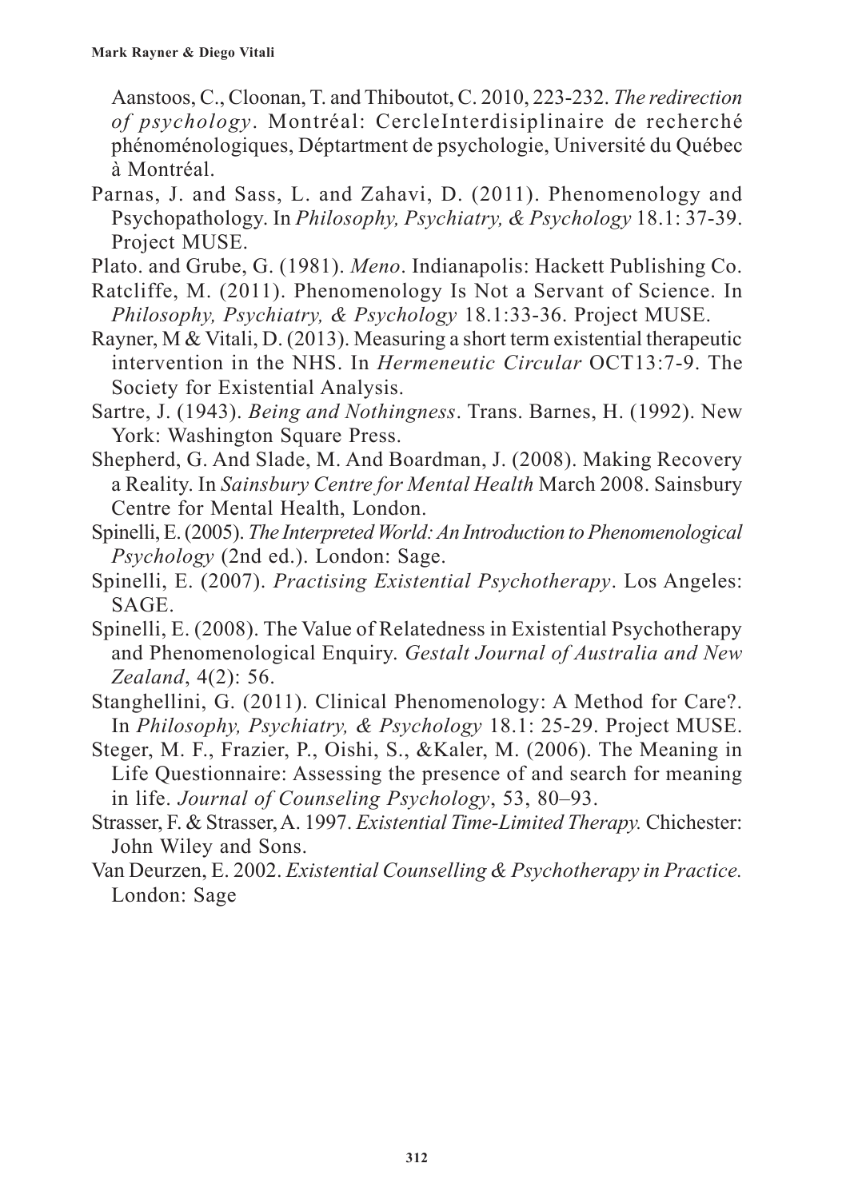Aanstoos, C., Cloonan, T. and Thiboutot, C. 2010, 223-232. *The redirection of psychology*. Montréal: CercleInterdisiplinaire de recherché phénoménologiques, Déptartment de psychologie, Université du Québec à Montréal.

Parnas, J. and Sass, L. and Zahavi, D. (2011). Phenomenology and Psychopathology. In *Philosophy, Psychiatry, & Psychology* 18.1: 37-39. Project MUSE.

Plato. and Grube, G. (1981). *Meno*. Indianapolis: Hackett Publishing Co.

Ratcliffe, M. (2011). Phenomenology Is Not a Servant of Science. In *Philosophy, Psychiatry, & Psychology* 18.1:33-36. Project MUSE.

Rayner, M & Vitali, D. (2013). Measuring a short term existential therapeutic intervention in the NHS. In *Hermeneutic Circular* OCT13:7-9. The Society for Existential Analysis.

Sartre, J. (1943). *Being and Nothingness*. Trans. Barnes, H. (1992). New York: Washington Square Press.

Shepherd, G. And Slade, M. And Boardman, J. (2008). Making Recovery a Reality. In *Sainsbury Centre for Mental Health* March 2008. Sainsbury Centre for Mental Health, London.

Spinelli, E. (2005). *The Interpreted World: An Introduction to Phenomenological Psychology* (2nd ed.). London: Sage.

Spinelli, E. (2007). *Practising Existential Psychotherapy*. Los Angeles: SAGE.

Spinelli, E. (2008). The Value of Relatedness in Existential Psychotherapy and Phenomenological Enquiry. *Gestalt Journal of Australia and New Zealand*, 4(2): 56.

Stanghellini, G. (2011). Clinical Phenomenology: A Method for Care?. In *Philosophy, Psychiatry, & Psychology* 18.1: 25-29. Project MUSE.

Steger, M. F., Frazier, P., Oishi, S., &Kaler, M. (2006). The Meaning in Life Questionnaire: Assessing the presence of and search for meaning in life. *Journal of Counseling Psychology*, 53, 80–93.

Strasser, F. & Strasser, A. 1997. *Existential Time-Limited Therapy.* Chichester: John Wiley and Sons.

Van Deurzen, E. 2002. *Existential Counselling & Psychotherapy in Practice.* London: Sage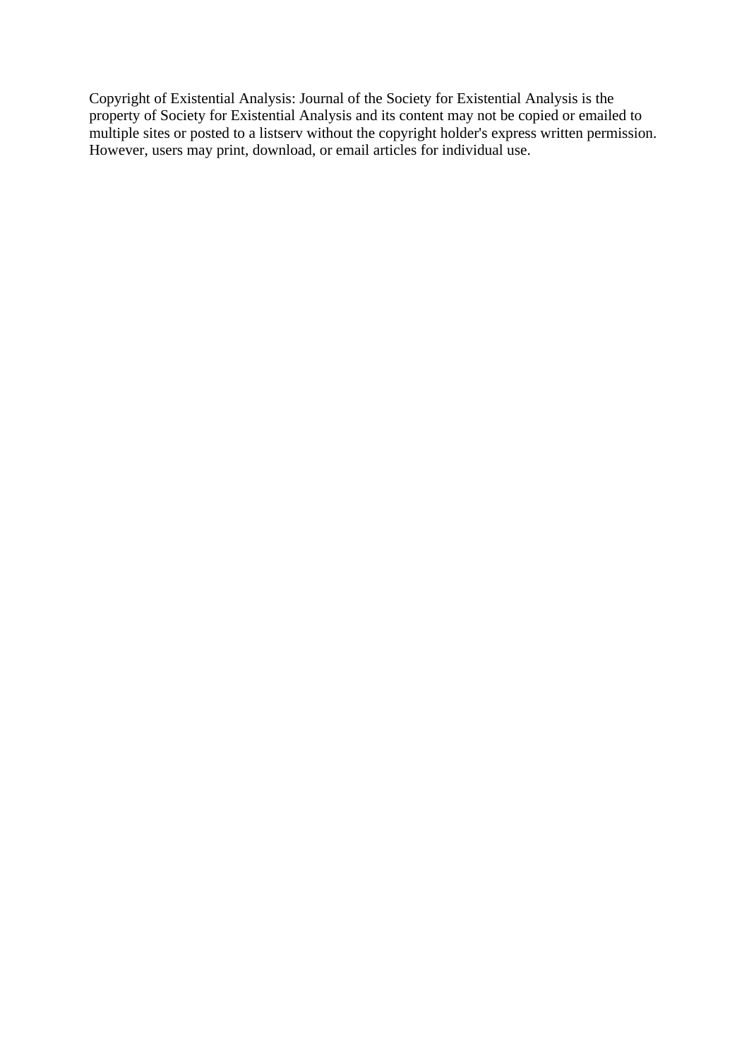Copyright of Existential Analysis: Journal of the Society for Existential Analysis is the property of Society for Existential Analysis and its content may not be copied or emailed to multiple sites or posted to a listserv without the copyright holder's express written permission. However, users may print, download, or email articles for individual use.